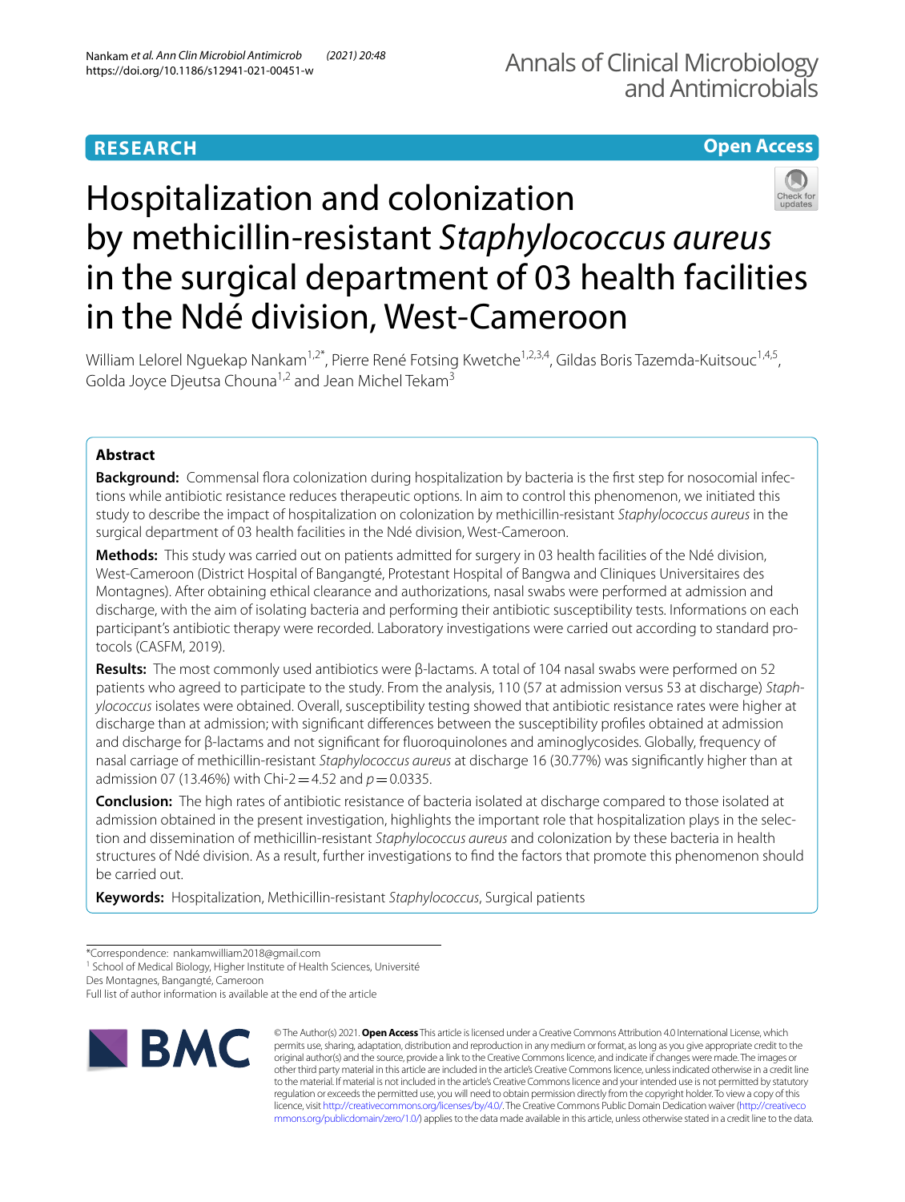RESEARCH

Open Access

# Hospitalization and colonization by methicillin-resistant *Staphylococcus aureus* in the surgical department of 03 health facilities in the Ndé division, West-Cameroon

William Lelorel Nguekap Nankam[1,2*], Pierre René Fotsing Kwetche[1,2,3,4], Gildas Boris Tazemda-Kuitsouc[1,4,5], Golda Joyce Djeutsa Chouna[1,2] and Jean Michel Tekam[3]

## Abstract

**Background:** Commensal flora colonization during hospitalization by bacteria is the first step for nosocomial infections while antibiotic resistance reduces therapeutic options. In aim to control this phenomenon, we initiated this study to describe the impact of hospitalization on colonization by methicillin-resistant *Staphylococcus aureus* in the surgical department of 03 health facilities in the Ndé division, West-Cameroon.

**Methods:** This study was carried out on patients admitted for surgery in 03 health facilities of the Ndé division, West-Cameroon (District Hospital of Bangangté, Protestant Hospital of Bangwa and Cliniques Universitaires des Montagnes). After obtaining ethical clearance and authorizations, nasal swabs were performed at admission and discharge, with the aim of isolating bacteria and performing their antibiotic susceptibility tests. Informations on each participant's antibiotic therapy were recorded. Laboratory investigations were carried out according to standard protocols (CASFM, 2019).

**Results:** The most commonly used antibiotics were β-lactams. A total of 104 nasal swabs were performed on 52 patients who agreed to participate to the study. From the analysis, 110 (57 at admission versus 53 at discharge) *Staphylococcus* isolates were obtained. Overall, susceptibility testing showed that antibiotic resistance rates were higher at discharge than at admission; with significant differences between the susceptibility profiles obtained at admission and discharge for β-lactams and not significant for fluoroquinolones and aminoglycosides. Globally, frequency of nasal carriage of methicillin-resistant *Staphylococcus aureus* at discharge 16 (30.77%) was significantly higher than at admission 07 (13.46%) with Chi-2 = 4.52 and $p = 0.0335$.

**Conclusion:** The high rates of antibiotic resistance of bacteria isolated at discharge compared to those isolated at admission obtained in the present investigation, highlights the important role that hospitalization plays in the selection and dissemination of methicillin-resistant *Staphylococcus aureus* and colonization by these bacteria in health structures of Ndé division. As a result, further investigations to find the factors that promote this phenomenon should be carried out.

**Keywords:** Hospitalization, Methicillin-resistant *Staphylococcus*, Surgical patients

*Correspondence: nankamwilliam2018@gmail.com

[1] School of Medical Biology, Higher Institute of Health Sciences, Université Des Montagnes, Bangangté, Cameroon

Full list of author information is available at the end of the article

© The Author(s) 2021. **Open Access** This article is licensed under a Creative Commons Attribution 4.0 International License, which permits use, sharing, adaptation, distribution and reproduction in any medium or format, as long as you give appropriate credit to the original author(s) and the source, provide a link to the Creative Commons licence, and indicate if changes were made. The images or other third party material in this article are included in the article's Creative Commons licence, unless indicated otherwise in a credit line to the material. If material is not included in the article's Creative Commons licence and your intended use is not permitted by statutory regulation or exceeds the permitted use, you will need to obtain permission directly from the copyright holder. To view a copy of this licence, visit http://creativecommons.org/licenses/by/4.0/. The Creative Commons Public Domain Dedication waiver (http://creativecommons.org/publicdomain/zero/1.0/) applies to the data made available in this article, unless otherwise stated in a credit line to the data.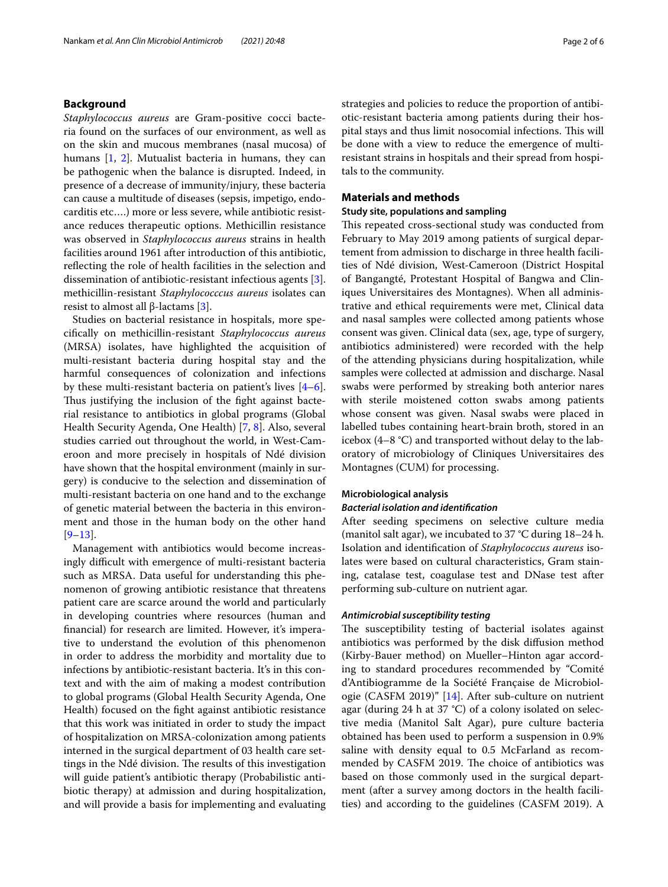## Background

*Staphylococcus aureus* are Gram-positive cocci bacteria found on the surfaces of our environment, as well as on the skin and mucous membranes (nasal mucosa) of humans [1, 2]. Mutualist bacteria in humans, they can be pathogenic when the balance is disrupted. Indeed, in presence of a decrease of immunity/injury, these bacteria can cause a multitude of diseases (sepsis, impetigo, endocarditis etc….) more or less severe, while antibiotic resistance reduces therapeutic options. Methicillin resistance was observed in *Staphylococcus aureus* strains in health facilities around 1961 after introduction of this antibiotic, reflecting the role of health facilities in the selection and dissemination of antibiotic-resistant infectious agents [3]. methicillin-resistant *Staphylococccus aureus* isolates can resist to almost all β-lactams [3].

Studies on bacterial resistance in hospitals, more specifically on methicillin-resistant *Staphylococcus aureus* (MRSA) isolates, have highlighted the acquisition of multi-resistant bacteria during hospital stay and the harmful consequences of colonization and infections by these multi-resistant bacteria on patient's lives [4–6]. Thus justifying the inclusion of the fight against bacterial resistance to antibiotics in global programs (Global Health Security Agenda, One Health) [7, 8]. Also, several studies carried out throughout the world, in West-Cameroon and more precisely in hospitals of Ndé division have shown that the hospital environment (mainly in surgery) is conducive to the selection and dissemination of multi-resistant bacteria on one hand and to the exchange of genetic material between the bacteria in this environment and those in the human body on the other hand [9–13].

Management with antibiotics would become increasingly difficult with emergence of multi-resistant bacteria such as MRSA. Data useful for understanding this phenomenon of growing antibiotic resistance that threatens patient care are scarce around the world and particularly in developing countries where resources (human and financial) for research are limited. However, it's imperative to understand the evolution of this phenomenon in order to address the morbidity and mortality due to infections by antibiotic-resistant bacteria. It's in this context and with the aim of making a modest contribution to global programs (Global Health Security Agenda, One Health) focused on the fight against antibiotic resistance that this work was initiated in order to study the impact of hospitalization on MRSA-colonization among patients interned in the surgical department of 03 health care settings in the Ndé division. The results of this investigation will guide patient's antibiotic therapy (Probabilistic antibiotic therapy) at admission and during hospitalization, and will provide a basis for implementing and evaluating strategies and policies to reduce the proportion of antibiotic-resistant bacteria among patients during their hospital stays and thus limit nosocomial infections. This will be done with a view to reduce the emergence of multiresistant strains in hospitals and their spread from hospitals to the community.

## Materials and methods

### Study site, populations and sampling

This repeated cross-sectional study was conducted from February to May 2019 among patients of surgical departement from admission to discharge in three health facilities of Ndé division, West-Cameroon (District Hospital of Bangangté, Protestant Hospital of Bangwa and Cliniques Universitaires des Montagnes). When all administrative and ethical requirements were met, Clinical data and nasal samples were collected among patients whose consent was given. Clinical data (sex, age, type of surgery, antibiotics administered) were recorded with the help of the attending physicians during hospitalization, while samples were collected at admission and discharge. Nasal swabs were performed by streaking both anterior nares with sterile moistened cotton swabs among patients whose consent was given. Nasal swabs were placed in labelled tubes containing heart-brain broth, stored in an icebox (4–8 °C) and transported without delay to the laboratory of microbiology of Cliniques Universitaires des Montagnes (CUM) for processing.

### Microbiological analysis

#### *Bacterial isolation and identification*

After seeding specimens on selective culture media (manitol salt agar), we incubated to 37 °C during 18–24 h. Isolation and identification of *Staphylococcus aureus* isolates were based on cultural characteristics, Gram staining, catalase test, coagulase test and DNase test after performing sub-culture on nutrient agar.

#### *Antimicrobial susceptibility testing*

The susceptibility testing of bacterial isolates against antibiotics was performed by the disk diffusion method (Kirby-Bauer method) on Mueller–Hinton agar according to standard procedures recommended by "Comité d'Antibiogramme de la Société Française de Microbiologie (CASFM 2019)" [14]. After sub-culture on nutrient agar (during 24 h at 37 °C) of a colony isolated on selective media (Manitol Salt Agar), pure culture bacteria obtained has been used to perform a suspension in 0.9% saline with density equal to 0.5 McFarland as recommended by CASFM 2019. The choice of antibiotics was based on those commonly used in the surgical department (after a survey among doctors in the health facilities) and according to the guidelines (CASFM 2019). A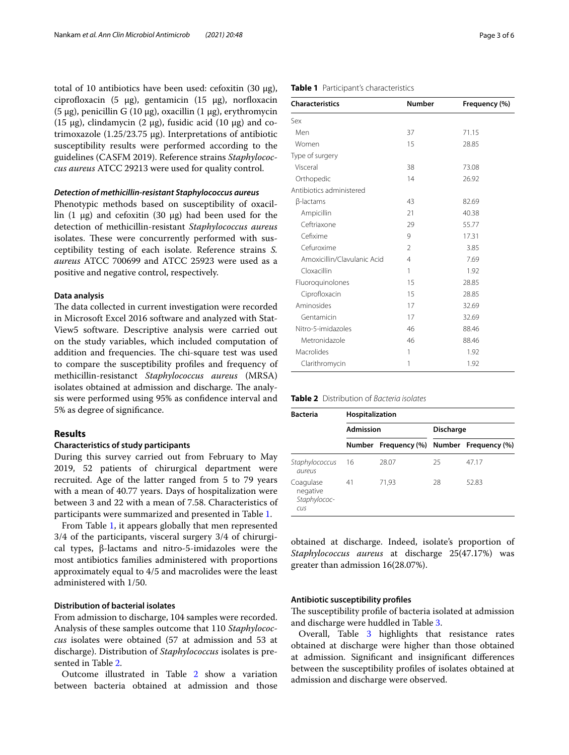total of 10 antibiotics have been used: cefoxitin (30 µg), ciprofloxacin (5 µg), gentamicin (15 µg), norfloxacin (5 µg), penicillin G (10 µg), oxacillin (1 µg), erythromycin (15 µg), clindamycin (2 µg), fusidic acid (10 µg) and co-trimoxazole (1.25/23.75 µg). Interpretations of antibiotic susceptibility results were performed according to the guidelines (CASFM 2019). Reference strains *Staphylococcus aureus* ATCC 29213 were used for quality control.

### *Detection of methicillin-resistant Staphylococcus aureus*

Phenotypic methods based on susceptibility of oxacillin (1 µg) and cefoxitin (30 µg) had been used for the detection of methicillin-resistant *Staphylococcus aureus* isolates. These were concurrently performed with susceptibility testing of each isolate. Reference strains *S. aureus* ATCC 700699 and ATCC 25923 were used as a positive and negative control, respectively.

### Data analysis

The data collected in current investigation were recorded in Microsoft Excel 2016 software and analyzed with StatView5 software. Descriptive analysis were carried out on the study variables, which included computation of addition and frequencies. The chi-square test was used to compare the susceptibility profiles and frequency of methicillin-resistant *Staphylococcus aureus* (MRSA) isolates obtained at admission and discharge. The analysis were performed using 95% as confidence interval and 5% as degree of significance.

## Results

### Characteristics of study participants

During this survey carried out from February to May 2019, 52 patients of chirurgical department were recruited. Age of the latter ranged from 5 to 79 years with a mean of 40.77 years. Days of hospitalization were between 3 and 22 with a mean of 7.58. Characteristics of participants were summarized and presented in Table 1.

From Table 1, it appears globally that men represented 3/4 of the participants, visceral surgery 3/4 of chirurgical types, β-lactams and nitro-5-imidazoles were the most antibiotics families administered with proportions approximately equal to 4/5 and macrolides were the least administered with 1/50.

**Table 1** Participant's characteristics

| Characteristics | Number | Frequency (%) |
|---|---|---|
| Sex | | |
| Men | 37 | 71.15 |
| Women | 15 | 28.85 |
| Type of surgery | | |
| Visceral | 38 | 73.08 |
| Orthopedic | 14 | 26.92 |
| Antibiotics administered | | |
| β-lactams | 43 | 82.69 |
| Ampicillin | 21 | 40.38 |
| Ceftriaxone | 29 | 55.77 |
| Cefixime | 9 | 17.31 |
| Cefuroxime | 2 | 3.85 |
| Amoxicillin/Clavulanic Acid | 4 | 7.69 |
| Cloxacillin | 1 | 1.92 |
| Fluoroquinolones | 15 | 28.85 |
| Ciprofloxacin | 15 | 28.85 |
| Aminosides | 17 | 32.69 |
| Gentamicin | 17 | 32.69 |
| Nitro-5-imidazoles | 46 | 88.46 |
| Metronidazole | 46 | 88.46 |
| Macrolides | 1 | 1.92 |
| Clarithromycin | 1 | 1.92 |

### Distribution of bacterial isolates

From admission to discharge, 104 samples were recorded. Analysis of these samples outcome that 110 *Staphylococcus* isolates were obtained (57 at admission and 53 at discharge). Distribution of *Staphylococcus* isolates is presented in Table 2.

Outcome illustrated in Table 2 show a variation between bacteria obtained at admission and those obtained at discharge. Indeed, isolate's proportion of *Staphylococcus aureus* at discharge 25(47.17%) was greater than admission 16(28.07%).

**Table 2** Distribution of *Bacteria isolates*

| Bacteria | Hospitalization | | | |
|---|---|---|---|---|
| | Admission | | Discharge | |
| | Number | Frequency (%) | Number | Frequency (%) |
| *Staphylococcus aureus* | 16 | 28.07 | 25 | 47.17 |
| Coagulase negative *Staphylococcus* | 41 | 71,93 | 28 | 52.83 |

### Antibiotic susceptibility profiles

The susceptibility profile of bacteria isolated at admission and discharge were huddled in Table 3.

Overall, Table 3 highlights that resistance rates obtained at discharge were higher than those obtained at admission. Significant and insignificant differences between the susceptibility profiles of isolates obtained at admission and discharge were observed.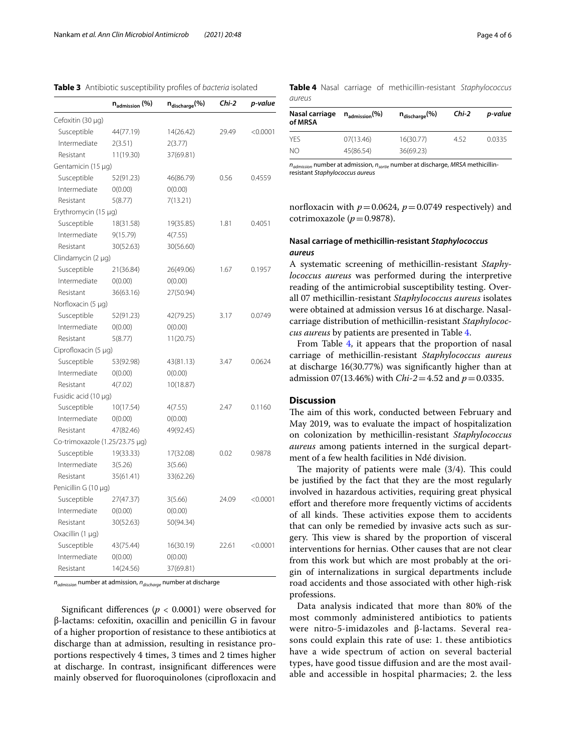**Table 3** Antibiotic susceptibility profiles of *bacteria* isolated

| | $n_{admission}$ (%) | $n_{discharge}$(%) | *Chi-2* | *p-value* |
|---|---|---|---|---|
| Cefoxitin (30 µg) | | | | |
| Susceptible | 44(77.19) | 14(26.42) | 29.49 | <0.0001 |
| Intermediate | 2(3.51) | 2(3.77) | | |
| Resistant | 11(19.30) | 37(69.81) | | |
| Gentamicin (15 µg) | | | | |
| Susceptible | 52(91.23) | 46(86.79) | 0.56 | 0.4559 |
| Intermediate | 0(0.00) | 0(0.00) | | |
| Resistant | 5(8.77) | 7(13.21) | | |
| Erythromycin (15 µg) | | | | |
| Susceptible | 18(31.58) | 19(35.85) | 1.81 | 0.4051 |
| Intermediate | 9(15.79) | 4(7.55) | | |
| Resistant | 30(52.63) | 30(56.60) | | |
| Clindamycin (2 µg) | | | | |
| Susceptible | 21(36.84) | 26(49.06) | 1.67 | 0.1957 |
| Intermediate | 0(0.00) | 0(0.00) | | |
| Resistant | 36(63.16) | 27(50.94) | | |
| Norfloxacin (5 µg) | | | | |
| Susceptible | 52(91.23) | 42(79.25) | 3.17 | 0.0749 |
| Intermediate | 0(0.00) | 0(0.00) | | |
| Resistant | 5(8.77) | 11(20.75) | | |
| Ciprofloxacin (5 µg) | | | | |
| Susceptible | 53(92.98) | 43(81.13) | 3.47 | 0.0624 |
| Intermediate | 0(0.00) | 0(0.00) | | |
| Resistant | 4(7.02) | 10(18.87) | | |
| Fusidic acid (10 µg) | | | | |
| Susceptible | 10(17.54) | 4(7.55) | 2.47 | 0.1160 |
| Intermediate | 0(0.00) | 0(0.00) | | |
| Resistant | 47(82.46) | 49(92.45) | | |
| Co-trimoxazole (1.25/23.75 µg) | | | | |
| Susceptible | 19(33.33) | 17(32.08) | 0.02 | 0.9878 |
| Intermediate | 3(5.26) | 3(5.66) | | |
| Resistant | 35(61.41) | 33(62.26) | | |
| Penicillin G (10 µg) | | | | |
| Susceptible | 27(47.37) | 3(5.66) | 24.09 | <0.0001 |
| Intermediate | 0(0.00) | 0(0.00) | | |
| Resistant | 30(52.63) | 50(94.34) | | |
| Oxacillin (1 µg) | | | | |
| Susceptible | 43(75.44) | 16(30.19) | 22.61 | <0.0001 |
| Intermediate | 0(0.00) | 0(0.00) | | |
| Resistant | 14(24.56) | 37(69.81) | | |

$n_{admission}$ number at admission, $n_{discharge}$ number at discharge

Significant differences ($p < 0.0001$) were observed for β-lactams: cefoxitin, oxacillin and penicillin G in favour of a higher proportion of resistance to these antibiotics at discharge than at admission, resulting in resistance proportions respectively 4 times, 3 times and 2 times higher at discharge. In contrast, insignificant differences were mainly observed for fluoroquinolones (ciprofloxacin and norfloxacin with $p = 0.0624$, $p = 0.0749$ respectively) and cotrimoxazole ($p = 0.9878$).

**Table 4** Nasal carriage of methicillin-resistant *Staphylococcus aureus*

| Nasal carriage of MRSA | $n_{admission}$(%) | $n_{discharge}$(%) | *Chi-2* | *p-value* |
|---|---|---|---|---|
| YES | 07(13.46) | 16(30.77) | 4.52 | 0.0335 |
| NO | 45(86.54) | 36(69.23) | | |

$n_{admission}$ number at admission, $n_{sortie}$ number at discharge, *MRSA* methicillin-resistant *Staphylococcus aureus*

### Nasal carriage of methicillin-resistant *Staphylococcus aureus*

A systematic screening of methicillin-resistant *Staphylococcus aureus* was performed during the interpretive reading of the antimicrobial susceptibility testing. Overall 07 methicillin-resistant *Staphylococcus aureus* isolates were obtained at admission versus 16 at discharge. Nasal-carriage distribution of methicillin-resistant *Staphylococcus aureus* by patients are presented in Table 4.

From Table 4, it appears that the proportion of nasal carriage of methicillin-resistant *Staphylococcus aureus* at discharge 16(30.77%) was significantly higher than at admission 07(13.46%) with *Chi-2* = 4.52 and $p = 0.0335$.

## Discussion

The aim of this work, conducted between February and May 2019, was to evaluate the impact of hospitalization on colonization by methicillin-resistant *Staphylococcus aureus* among patients interned in the surgical department of a few health facilities in Ndé division.

The majority of patients were male (3/4). This could be justified by the fact that they are the most regularly involved in hazardous activities, requiring great physical effort and therefore more frequently victims of accidents of all kinds. These activities expose them to accidents that can only be remedied by invasive acts such as surgery. This view is shared by the proportion of visceral interventions for hernias. Other causes that are not clear from this work but which are most probably at the origin of internalizations in surgical departments include road accidents and those associated with other high-risk professions.

Data analysis indicated that more than 80% of the most commonly administered antibiotics to patients were nitro-5-imidazoles and β-lactams. Several reasons could explain this rate of use: 1. these antibiotics have a wide spectrum of action on several bacterial types, have good tissue diffusion and are the most available and accessible in hospital pharmacies; 2. the less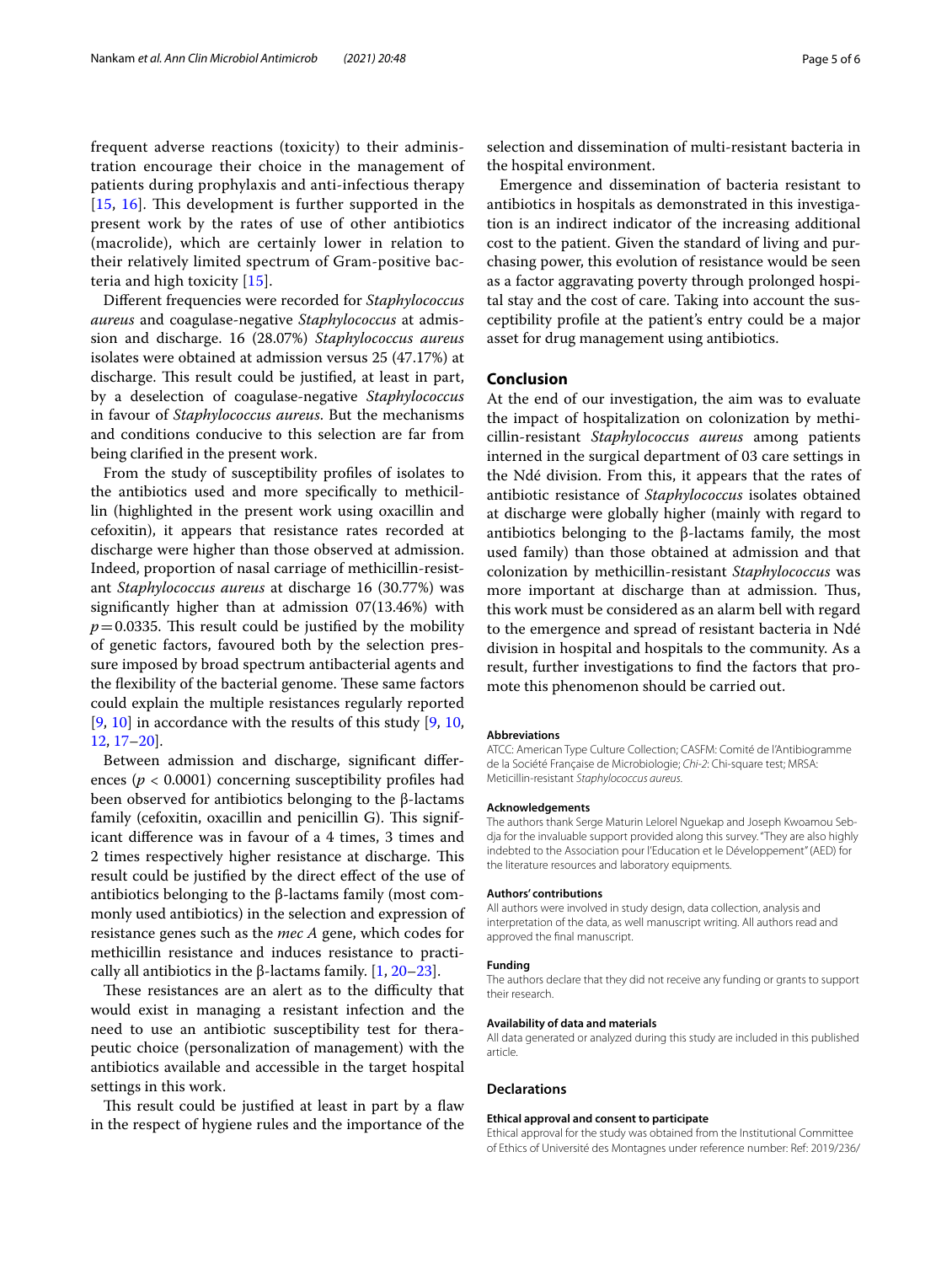frequent adverse reactions (toxicity) to their administration encourage their choice in the management of patients during prophylaxis and anti-infectious therapy [15, 16]. This development is further supported in the present work by the rates of use of other antibiotics (macrolide), which are certainly lower in relation to their relatively limited spectrum of Gram-positive bacteria and high toxicity [15].

Different frequencies were recorded for *Staphylococcus aureus* and coagulase-negative *Staphylococcus* at admission and discharge. 16 (28.07%) *Staphylococcus aureus* isolates were obtained at admission versus 25 (47.17%) at discharge. This result could be justified, at least in part, by a deselection of coagulase-negative *Staphylococcus* in favour of *Staphylococcus aureus*. But the mechanisms and conditions conducive to this selection are far from being clarified in the present work.

From the study of susceptibility profiles of isolates to the antibiotics used and more specifically to methicillin (highlighted in the present work using oxacillin and cefoxitin), it appears that resistance rates recorded at discharge were higher than those observed at admission. Indeed, proportion of nasal carriage of methicillin-resistant *Staphylococcus aureus* at discharge 16 (30.77%) was significantly higher than at admission 07(13.46%) with $p = 0.0335$. This result could be justified by the mobility of genetic factors, favoured both by the selection pressure imposed by broad spectrum antibacterial agents and the flexibility of the bacterial genome. These same factors could explain the multiple resistances regularly reported [9, 10] in accordance with the results of this study [9, 10, 12, 17–20].

Between admission and discharge, significant differences ($p < 0.0001$) concerning susceptibility profiles had been observed for antibiotics belonging to the β-lactams family (cefoxitin, oxacillin and penicillin G). This significant difference was in favour of a 4 times, 3 times and 2 times respectively higher resistance at discharge. This result could be justified by the direct effect of the use of antibiotics belonging to the β-lactams family (most commonly used antibiotics) in the selection and expression of resistance genes such as the *mec A* gene, which codes for methicillin resistance and induces resistance to practically all antibiotics in the β-lactams family. [1, 20–23].

These resistances are an alert as to the difficulty that would exist in managing a resistant infection and the need to use an antibiotic susceptibility test for therapeutic choice (personalization of management) with the antibiotics available and accessible in the target hospital settings in this work.

This result could be justified at least in part by a flaw in the respect of hygiene rules and the importance of the selection and dissemination of multi-resistant bacteria in the hospital environment.

Emergence and dissemination of bacteria resistant to antibiotics in hospitals as demonstrated in this investigation is an indirect indicator of the increasing additional cost to the patient. Given the standard of living and purchasing power, this evolution of resistance would be seen as a factor aggravating poverty through prolonged hospital stay and the cost of care. Taking into account the susceptibility profile at the patient's entry could be a major asset for drug management using antibiotics.

## Conclusion

At the end of our investigation, the aim was to evaluate the impact of hospitalization on colonization by methicillin-resistant *Staphylococcus aureus* among patients interned in the surgical department of 03 care settings in the Ndé division. From this, it appears that the rates of antibiotic resistance of *Staphylococcus* isolates obtained at discharge were globally higher (mainly with regard to antibiotics belonging to the β-lactams family, the most used family) than those obtained at admission and that colonization by methicillin-resistant *Staphylococcus* was more important at discharge than at admission. Thus, this work must be considered as an alarm bell with regard to the emergence and spread of resistant bacteria in Ndé division in hospital and hospitals to the community. As a result, further investigations to find the factors that promote this phenomenon should be carried out.

#### Abbreviations

ATCC: American Type Culture Collection; CASFM: Comité de l'Antibiogramme de la Société Française de Microbiologie; *Chi-2*: Chi-square test; MRSA: Meticillin-resistant *Staphylococcus aureus*.

#### Acknowledgements

The authors thank Serge Maturin Lelorel Nguekap and Joseph Kwoamou Sebdja for the invaluable support provided along this survey. "They are also highly indebted to the Association pour l'Education et le Développement" (AED) for the literature resources and laboratory equipments.

#### Authors' contributions

All authors were involved in study design, data collection, analysis and interpretation of the data, as well manuscript writing. All authors read and approved the final manuscript.

#### Funding

The authors declare that they did not receive any funding or grants to support their research.

#### Availability of data and materials

All data generated or analyzed during this study are included in this published article.

### Declarations

#### Ethical approval and consent to participate

Ethical approval for the study was obtained from the Institutional Committee of Ethics of Université des Montagnes under reference number: Ref: 2019/236/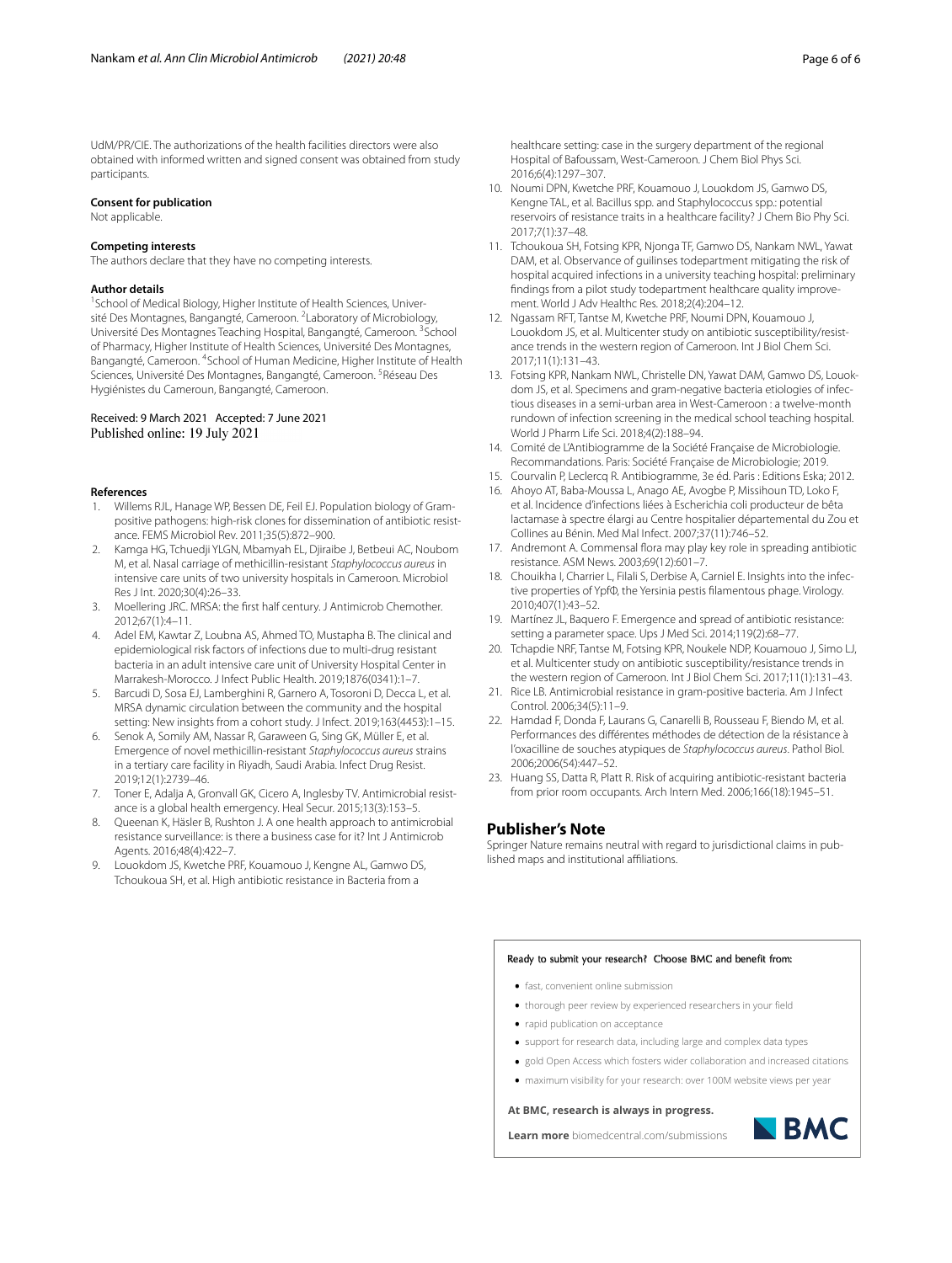UdM/PR/CIE. The authorizations of the health facilities directors were also obtained with informed written and signed consent was obtained from study participants.

**Consent for publication**

Not applicable.

**Competing interests**

The authors declare that they have no competing interests.

**Author details**

[1] School of Medical Biology, Higher Institute of Health Sciences, Université Des Montagnes, Bangangté, Cameroon. [2] Laboratory of Microbiology, Université Des Montagnes Teaching Hospital, Bangangté, Cameroon. [3] School of Pharmacy, Higher Institute of Health Sciences, Université Des Montagnes, Bangangté, Cameroon. [4] School of Human Medicine, Higher Institute of Health Sciences, Université Des Montagnes, Bangangté, Cameroon. [5] Réseau Des Hygiénistes du Cameroun, Bangangté, Cameroon.

Received: 9 March 2021 Accepted: 7 June 2021
Published online: 19 July 2021

## References

1. Willems RJL, Hanage WP, Bessen DE, Feil EJ. Population biology of Gram-positive pathogens: high-risk clones for dissemination of antibiotic resistance. FEMS Microbiol Rev. 2011;35(5):872–900.
2. Kamga HG, Tchuedji YLGN, Mbamyah EL, Djiraibe J, Betbeui AC, Noubom M, et al. Nasal carriage of methicillin-resistant *Staphylococcus aureus* in intensive care units of two university hospitals in Cameroon. Microbiol Res J Int. 2020;30(4):26–33.
3. Moellering JRC. MRSA: the first half century. J Antimicrob Chemother. 2012;67(1):4–11.
4. Adel EM, Kawtar Z, Loubna AS, Ahmed TO, Mustapha B. The clinical and epidemiological risk factors of infections due to multi-drug resistant bacteria in an adult intensive care unit of University Hospital Center in Marrakesh-Morocco. J Infect Public Health. 2019;1876(0341):1–7.
5. Barcudi D, Sosa EJ, Lamberghini R, Garnero A, Tosoroni D, Decca L, et al. MRSA dynamic circulation between the community and the hospital setting: New insights from a cohort study. J Infect. 2019;163(4453):1–15.
6. Senok A, Somily AM, Nassar R, Garaween G, Sing GK, Müller E, et al. Emergence of novel methicillin-resistant *Staphylococcus aureus* strains in a tertiary care facility in Riyadh, Saudi Arabia. Infect Drug Resist. 2019;12(1):2739–46.
7. Toner E, Adalja A, Gronvall GK, Cicero A, Inglesby TV. Antimicrobial resistance is a global health emergency. Heal Secur. 2015;13(3):153–5.
8. Queenan K, Häsler B, Rushton J. A one health approach to antimicrobial resistance surveillance: is there a business case for it? Int J Antimicrob Agents. 2016;48(4):422–7.
9. Louokdom JS, Kwetche PRF, Kouamouo J, Kengne AL, Gamwo DS, Tchoukoua SH, et al. High antibiotic resistance in Bacteria from a healthcare setting: case in the surgery department of the regional Hospital of Bafoussam, West-Cameroon. J Chem Biol Phys Sci. 2016;6(4):1297–307.
10. Noumi DPN, Kwetche PRF, Kouamouo J, Louokdom JS, Gamwo DS, Kengne TAL, et al. Bacillus spp. and Staphylococcus spp.: potential reservoirs of resistance traits in a healthcare facility? J Chem Bio Phy Sci. 2017;7(1):37–48.
11. Tchoukoua SH, Fotsing KPR, Njonga TF, Gamwo DS, Nankam NWL, Yawat DAM, et al. Observance of guilinses todepartment mitigating the risk of hospital acquired infections in a university teaching hospital: preliminary findings from a pilot study todepartment healthcare quality improvement. World J Adv Healthc Res. 2018;2(4):204–12.
12. Ngassam RFT, Tantse M, Kwetche PRF, Noumi DPN, Kouamouo J, Louokdom JS, et al. Multicenter study on antibiotic susceptibility/resistance trends in the western region of Cameroon. Int J Biol Chem Sci. 2017;11(1):131–43.
13. Fotsing KPR, Nankam NWL, Christelle DN, Yawat DAM, Gamwo DS, Louokdom JS, et al. Specimens and gram-negative bacteria etiologies of infectious diseases in a semi-urban area in West-Cameroon : a twelve-month rundown of infection screening in the medical school teaching hospital. World J Pharm Life Sci. 2018;4(2):188–94.
14. Comité de L'Antibiogramme de la Société Française de Microbiologie. Recommandations. Paris: Société Française de Microbiologie; 2019.
15. Courvalin P, Leclercq R. Antibiogramme, 3e éd. Paris : Editions Eska; 2012.
16. Ahoyo AT, Baba-Moussa L, Anago AE, Avogbe P, Missihoun TD, Loko F, et al. Incidence d'infections liées à Escherichia coli producteur de bêta lactamase à spectre élargi au Centre hospitalier départemental du Zou et Collines au Bénin. Med Mal Infect. 2007;37(11):746–52.
17. Andremont A. Commensal flora may play key role in spreading antibiotic resistance. ASM News. 2003;69(12):601–7.
18. Chouikha I, Charrier L, Filali S, Derbise A, Carniel E. Insights into the infective properties of YpfΦ, the Yersinia pestis filamentous phage. Virology. 2010;407(1):43–52.
19. Martínez JL, Baquero F. Emergence and spread of antibiotic resistance: setting a parameter space. Ups J Med Sci. 2014;119(2):68–77.
20. Tchapdie NRF, Tantse M, Fotsing KPR, Noukele NDP, Kouamouo J, Simo LJ, et al. Multicenter study on antibiotic susceptibility/resistance trends in the western region of Cameroon. Int J Biol Chem Sci. 2017;11(1):131–43.
21. Rice LB. Antimicrobial resistance in gram-positive bacteria. Am J Infect Control. 2006;34(5):11–9.
22. Hamdad F, Donda F, Laurans G, Canarelli B, Rousseau F, Biendo M, et al. Performances des différentes méthodes de détection de la résistance à l'oxacilline de souches atypiques de *Staphylococcus aureus*. Pathol Biol. 2006;2006(54):447–52.
23. Huang SS, Datta R, Platt R. Risk of acquiring antibiotic-resistant bacteria from prior room occupants. Arch Intern Med. 2006;166(18):1945–51.

## Publisher's Note

Springer Nature remains neutral with regard to jurisdictional claims in published maps and institutional affiliations.

Ready to submit your research? Choose BMC and benefit from:

- fast, convenient online submission
- thorough peer review by experienced researchers in your field
- rapid publication on acceptance
- support for research data, including large and complex data types
- gold Open Access which fosters wider collaboration and increased citations
- maximum visibility for your research: over 100M website views per year

**At BMC, research is always in progress.**

**Learn more** biomedcentral.com/submissions

BMC